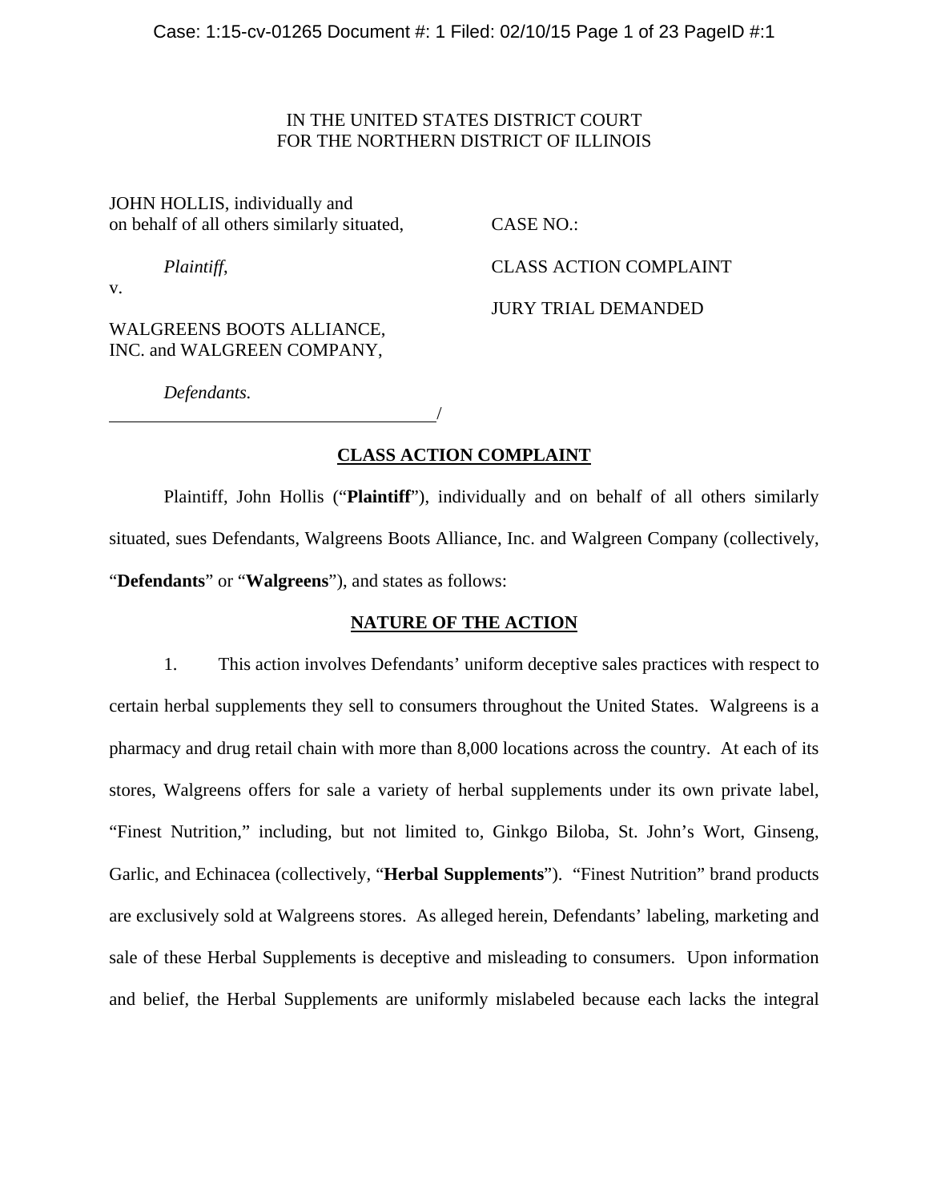IN THE UNITED STATES DISTRICT COURT
FOR THE NORTHERN DISTRICT OF ILLINOIS

JOHN HOLLIS, individually and on behalf of all others similarly situated,

*Plaintiff*,

v.

WALGREENS BOOTS ALLIANCE, INC. and WALGREEN COMPANY,

*Defendants.*

CASE NO.:

CLASS ACTION COMPLAINT

JURY TRIAL DEMANDED

## CLASS ACTION COMPLAINT

Plaintiff, John Hollis ("**Plaintiff**"), individually and on behalf of all others similarly situated, sues Defendants, Walgreens Boots Alliance, Inc. and Walgreen Company (collectively, "**Defendants**" or "**Walgreens**"), and states as follows:

## NATURE OF THE ACTION

1. This action involves Defendants' uniform deceptive sales practices with respect to certain herbal supplements they sell to consumers throughout the United States. Walgreens is a pharmacy and drug retail chain with more than 8,000 locations across the country. At each of its stores, Walgreens offers for sale a variety of herbal supplements under its own private label, "Finest Nutrition," including, but not limited to, Ginkgo Biloba, St. John's Wort, Ginseng, Garlic, and Echinacea (collectively, "**Herbal Supplements**"). "Finest Nutrition" brand products are exclusively sold at Walgreens stores. As alleged herein, Defendants' labeling, marketing and sale of these Herbal Supplements is deceptive and misleading to consumers. Upon information and belief, the Herbal Supplements are uniformly mislabeled because each lacks the integral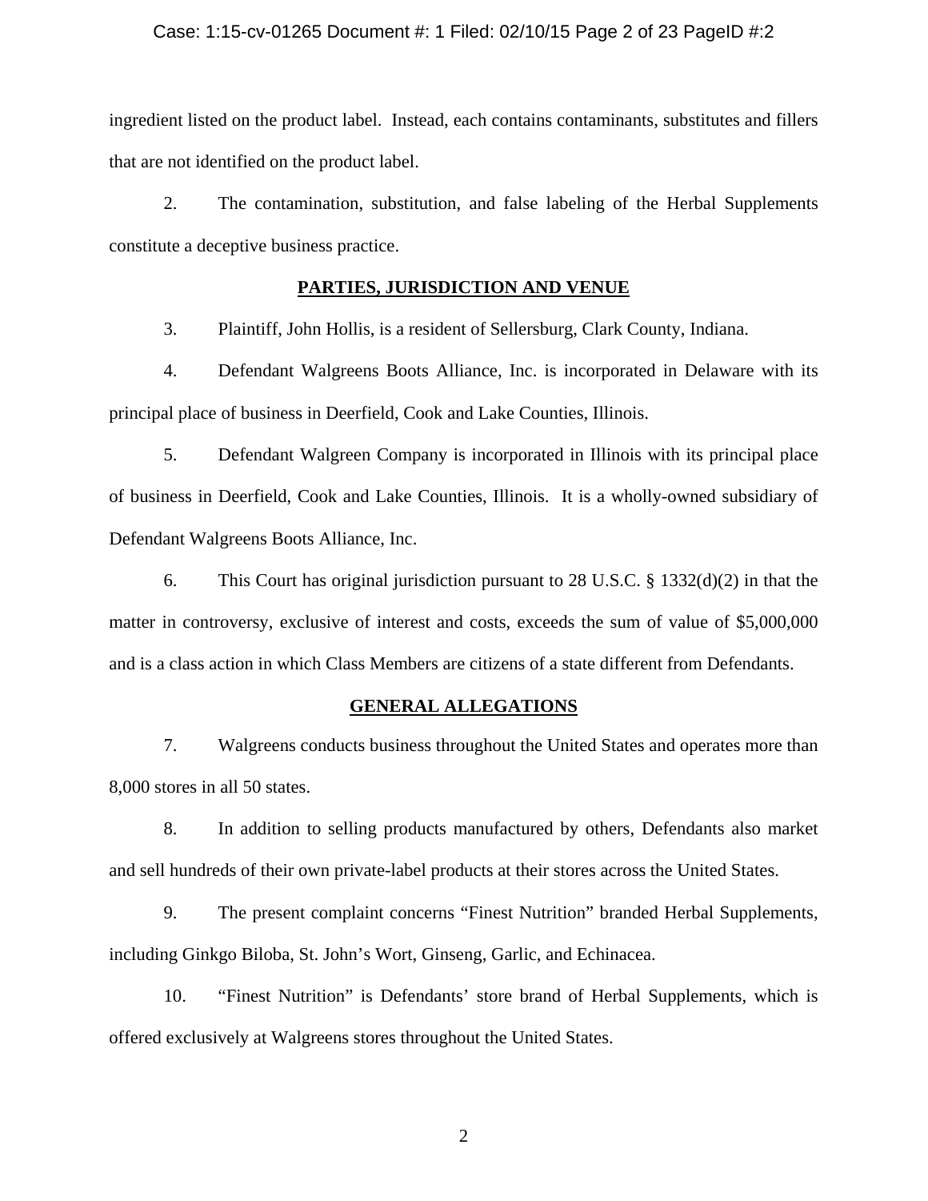ingredient listed on the product label. Instead, each contains contaminants, substitutes and fillers that are not identified on the product label.

2. The contamination, substitution, and false labeling of the Herbal Supplements constitute a deceptive business practice.

## PARTIES, JURISDICTION AND VENUE

3. Plaintiff, John Hollis, is a resident of Sellersburg, Clark County, Indiana.

4. Defendant Walgreens Boots Alliance, Inc. is incorporated in Delaware with its principal place of business in Deerfield, Cook and Lake Counties, Illinois.

5. Defendant Walgreen Company is incorporated in Illinois with its principal place of business in Deerfield, Cook and Lake Counties, Illinois. It is a wholly-owned subsidiary of Defendant Walgreens Boots Alliance, Inc.

6. This Court has original jurisdiction pursuant to 28 U.S.C. § 1332(d)(2) in that the matter in controversy, exclusive of interest and costs, exceeds the sum of value of $5,000,000 and is a class action in which Class Members are citizens of a state different from Defendants.

## GENERAL ALLEGATIONS

7. Walgreens conducts business throughout the United States and operates more than 8,000 stores in all 50 states.

8. In addition to selling products manufactured by others, Defendants also market and sell hundreds of their own private-label products at their stores across the United States.

9. The present complaint concerns "Finest Nutrition" branded Herbal Supplements, including Ginkgo Biloba, St. John's Wort, Ginseng, Garlic, and Echinacea.

10. "Finest Nutrition" is Defendants' store brand of Herbal Supplements, which is offered exclusively at Walgreens stores throughout the United States.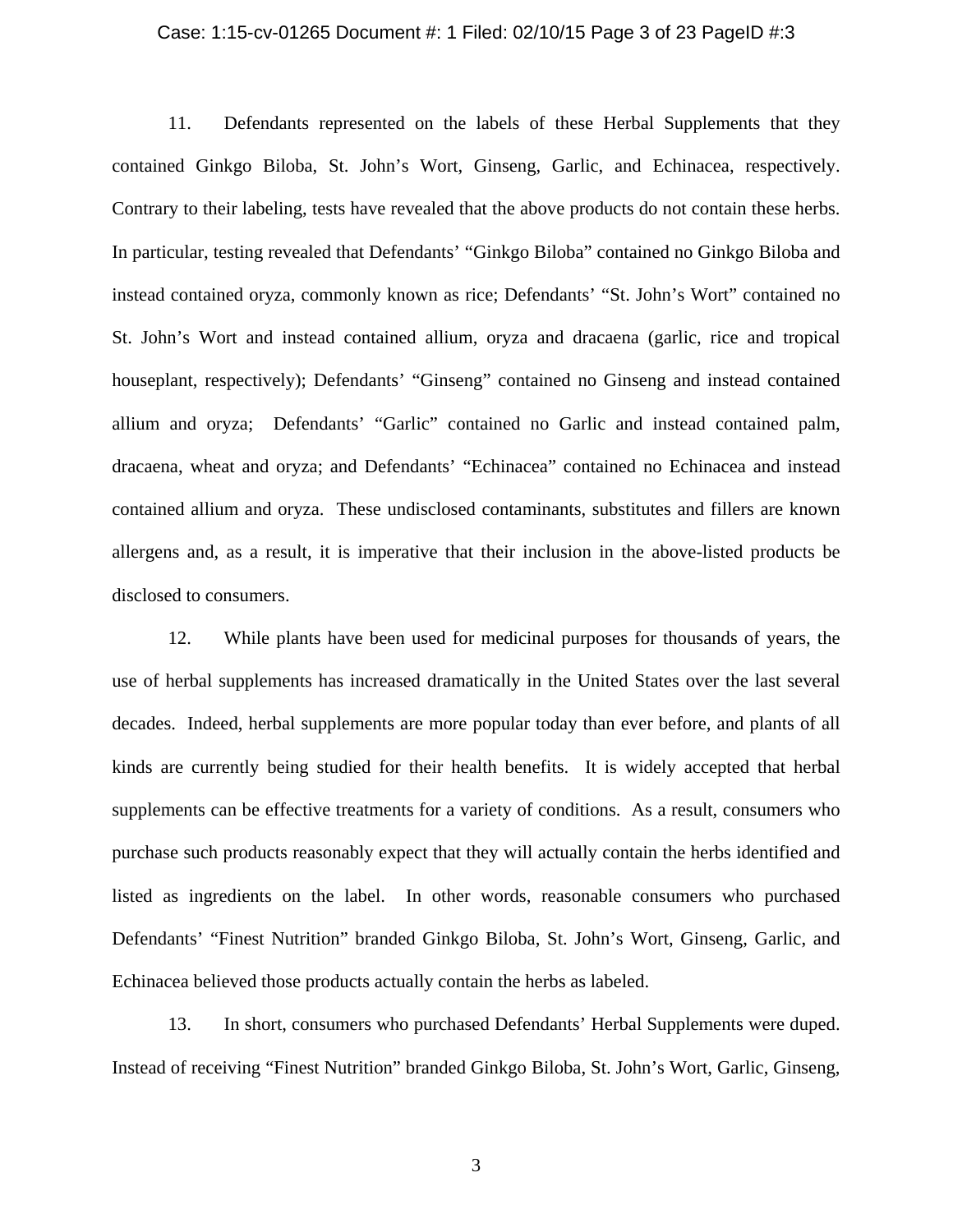11. Defendants represented on the labels of these Herbal Supplements that they contained Ginkgo Biloba, St. John's Wort, Ginseng, Garlic, and Echinacea, respectively. Contrary to their labeling, tests have revealed that the above products do not contain these herbs. In particular, testing revealed that Defendants' "Ginkgo Biloba" contained no Ginkgo Biloba and instead contained oryza, commonly known as rice; Defendants' "St. John's Wort" contained no St. John's Wort and instead contained allium, oryza and dracaena (garlic, rice and tropical houseplant, respectively); Defendants' "Ginseng" contained no Ginseng and instead contained allium and oryza; Defendants' "Garlic" contained no Garlic and instead contained palm, dracaena, wheat and oryza; and Defendants' "Echinacea" contained no Echinacea and instead contained allium and oryza. These undisclosed contaminants, substitutes and fillers are known allergens and, as a result, it is imperative that their inclusion in the above-listed products be disclosed to consumers.

12. While plants have been used for medicinal purposes for thousands of years, the use of herbal supplements has increased dramatically in the United States over the last several decades. Indeed, herbal supplements are more popular today than ever before, and plants of all kinds are currently being studied for their health benefits. It is widely accepted that herbal supplements can be effective treatments for a variety of conditions. As a result, consumers who purchase such products reasonably expect that they will actually contain the herbs identified and listed as ingredients on the label. In other words, reasonable consumers who purchased Defendants' "Finest Nutrition" branded Ginkgo Biloba, St. John's Wort, Ginseng, Garlic, and Echinacea believed those products actually contain the herbs as labeled.

13. In short, consumers who purchased Defendants' Herbal Supplements were duped. Instead of receiving "Finest Nutrition" branded Ginkgo Biloba, St. John's Wort, Garlic, Ginseng,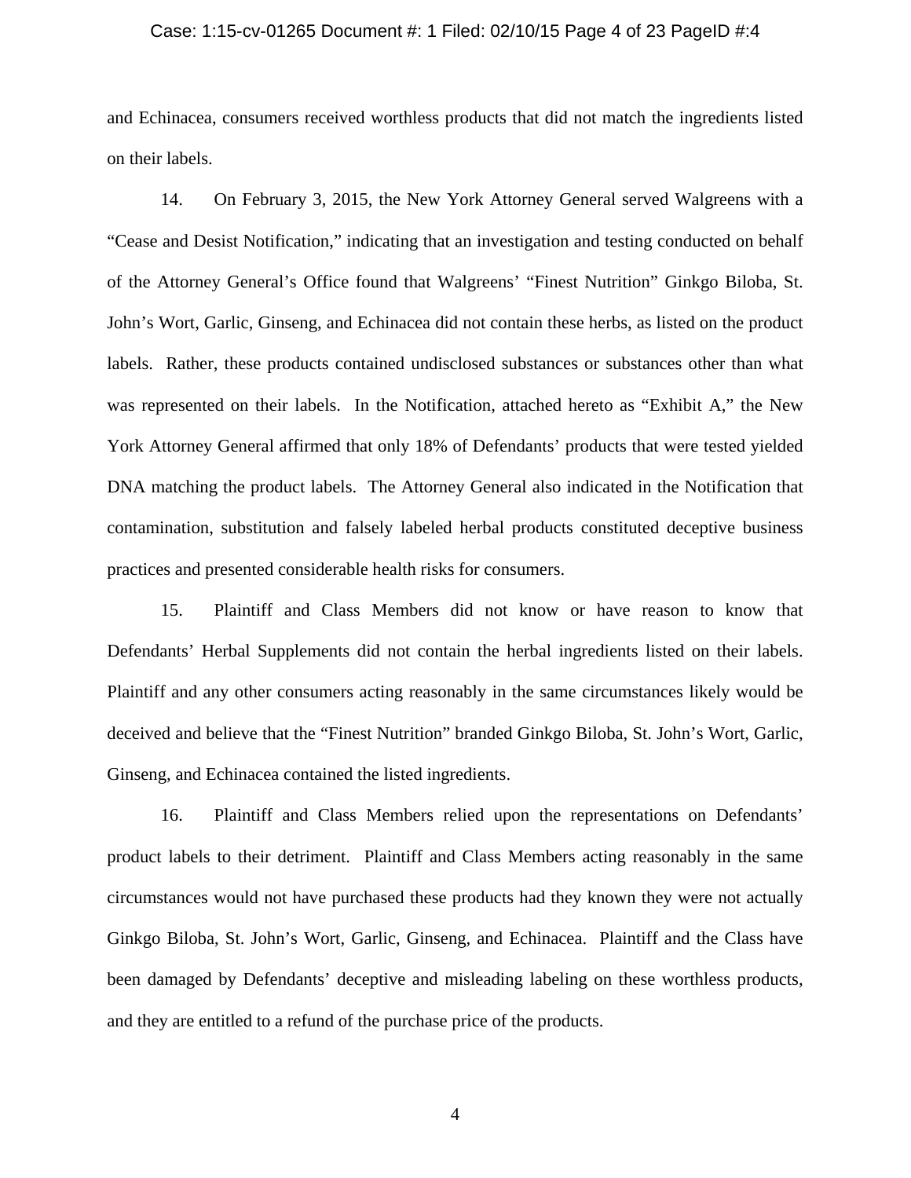and Echinacea, consumers received worthless products that did not match the ingredients listed on their labels.

14. On February 3, 2015, the New York Attorney General served Walgreens with a "Cease and Desist Notification," indicating that an investigation and testing conducted on behalf of the Attorney General's Office found that Walgreens' "Finest Nutrition" Ginkgo Biloba, St. John's Wort, Garlic, Ginseng, and Echinacea did not contain these herbs, as listed on the product labels. Rather, these products contained undisclosed substances or substances other than what was represented on their labels. In the Notification, attached hereto as "Exhibit A," the New York Attorney General affirmed that only 18% of Defendants' products that were tested yielded DNA matching the product labels. The Attorney General also indicated in the Notification that contamination, substitution and falsely labeled herbal products constituted deceptive business practices and presented considerable health risks for consumers.

15. Plaintiff and Class Members did not know or have reason to know that Defendants' Herbal Supplements did not contain the herbal ingredients listed on their labels. Plaintiff and any other consumers acting reasonably in the same circumstances likely would be deceived and believe that the "Finest Nutrition" branded Ginkgo Biloba, St. John's Wort, Garlic, Ginseng, and Echinacea contained the listed ingredients.

16. Plaintiff and Class Members relied upon the representations on Defendants' product labels to their detriment. Plaintiff and Class Members acting reasonably in the same circumstances would not have purchased these products had they known they were not actually Ginkgo Biloba, St. John's Wort, Garlic, Ginseng, and Echinacea. Plaintiff and the Class have been damaged by Defendants' deceptive and misleading labeling on these worthless products, and they are entitled to a refund of the purchase price of the products.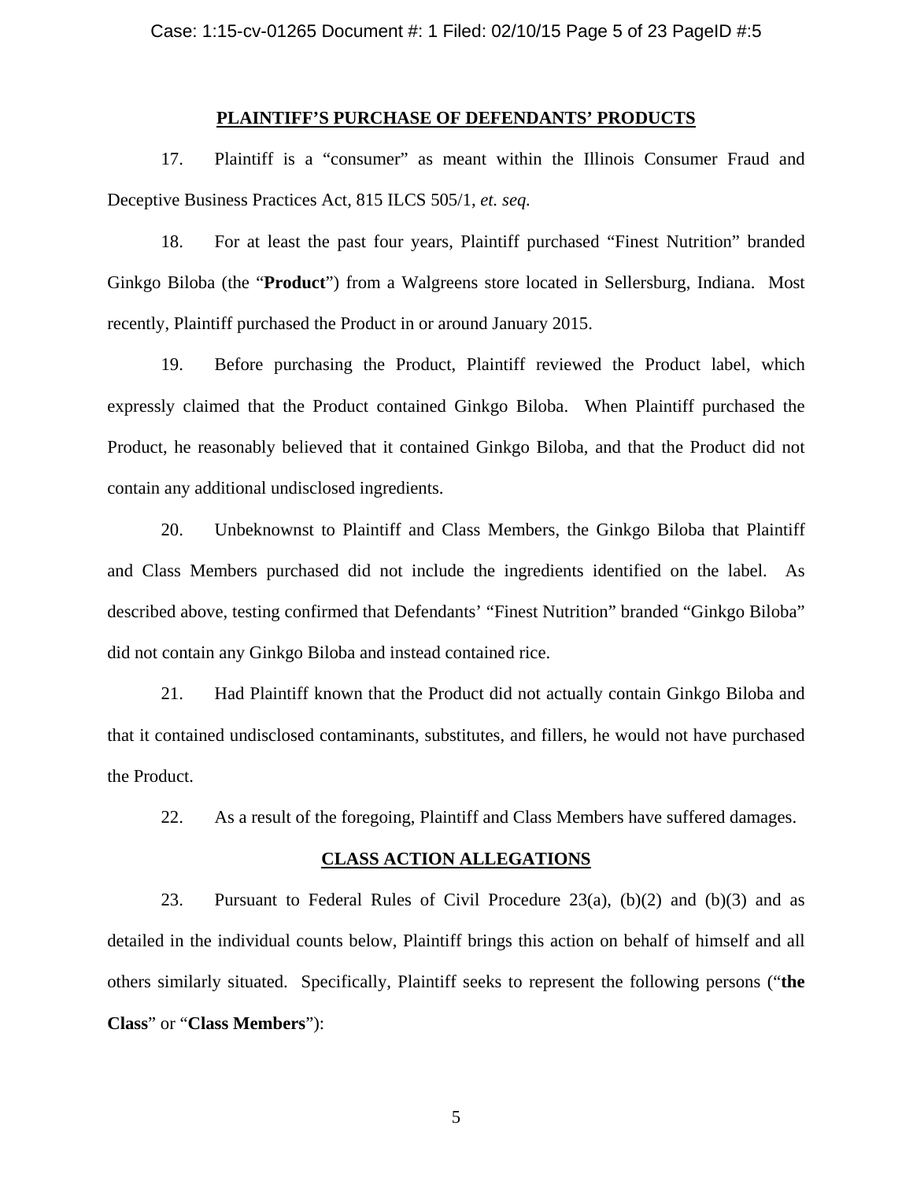## PLAINTIFF'S PURCHASE OF DEFENDANTS' PRODUCTS

17. Plaintiff is a "consumer" as meant within the Illinois Consumer Fraud and Deceptive Business Practices Act, 815 ILCS 505/1, *et. seq.*

18. For at least the past four years, Plaintiff purchased "Finest Nutrition" branded Ginkgo Biloba (the "**Product**") from a Walgreens store located in Sellersburg, Indiana. Most recently, Plaintiff purchased the Product in or around January 2015.

19. Before purchasing the Product, Plaintiff reviewed the Product label, which expressly claimed that the Product contained Ginkgo Biloba. When Plaintiff purchased the Product, he reasonably believed that it contained Ginkgo Biloba, and that the Product did not contain any additional undisclosed ingredients.

20. Unbeknownst to Plaintiff and Class Members, the Ginkgo Biloba that Plaintiff and Class Members purchased did not include the ingredients identified on the label. As described above, testing confirmed that Defendants' "Finest Nutrition" branded "Ginkgo Biloba" did not contain any Ginkgo Biloba and instead contained rice.

21. Had Plaintiff known that the Product did not actually contain Ginkgo Biloba and that it contained undisclosed contaminants, substitutes, and fillers, he would not have purchased the Product.

22. As a result of the foregoing, Plaintiff and Class Members have suffered damages.

## CLASS ACTION ALLEGATIONS

23. Pursuant to Federal Rules of Civil Procedure 23(a), (b)(2) and (b)(3) and as detailed in the individual counts below, Plaintiff brings this action on behalf of himself and all others similarly situated. Specifically, Plaintiff seeks to represent the following persons ("**the Class**" or "**Class Members**"):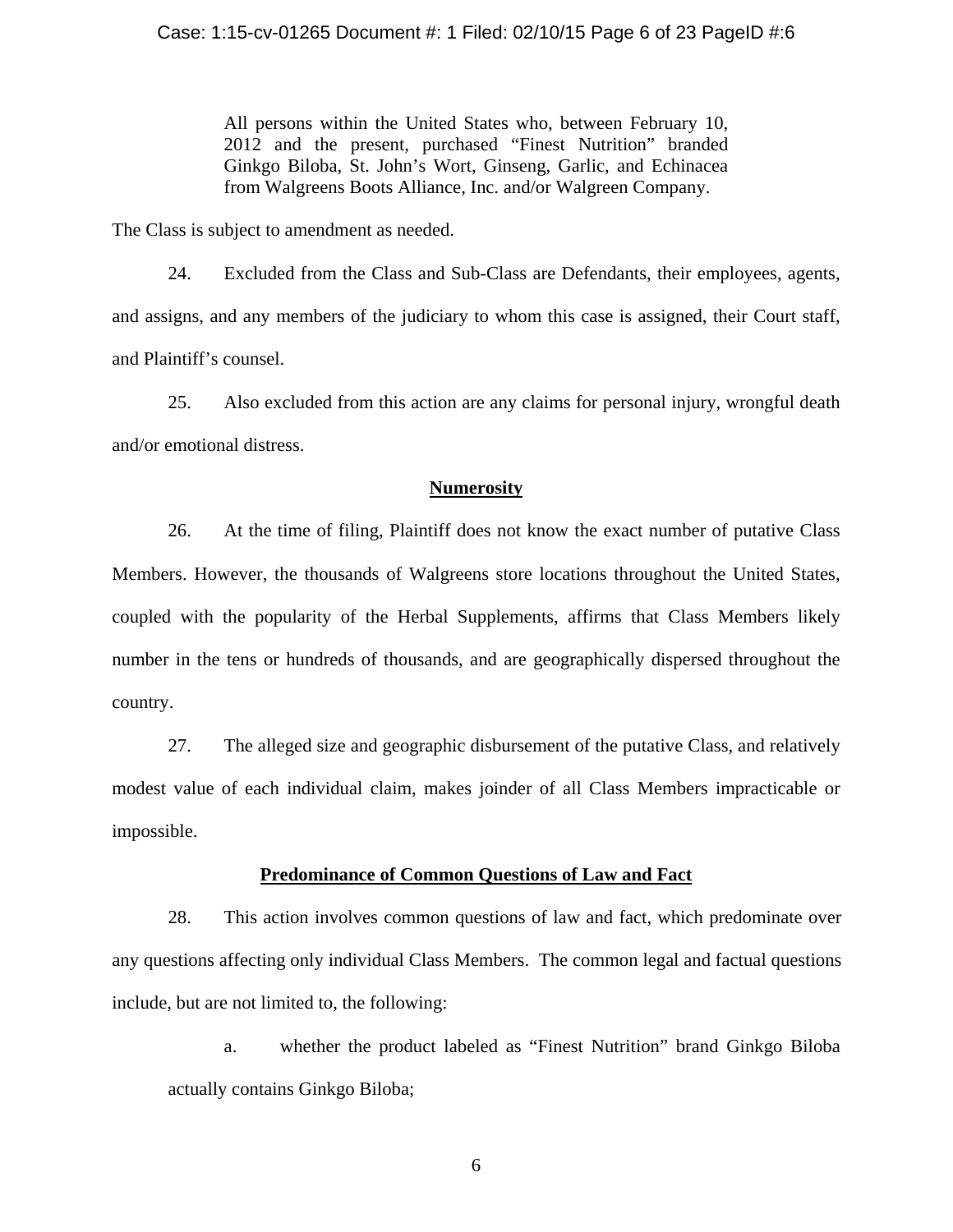> All persons within the United States who, between February 10, 2012 and the present, purchased "Finest Nutrition" branded Ginkgo Biloba, St. John's Wort, Ginseng, Garlic, and Echinacea from Walgreens Boots Alliance, Inc. and/or Walgreen Company.

The Class is subject to amendment as needed.

24. Excluded from the Class and Sub-Class are Defendants, their employees, agents, and assigns, and any members of the judiciary to whom this case is assigned, their Court staff, and Plaintiff's counsel.

25. Also excluded from this action are any claims for personal injury, wrongful death and/or emotional distress.

**Numerosity**

26. At the time of filing, Plaintiff does not know the exact number of putative Class Members. However, the thousands of Walgreens store locations throughout the United States, coupled with the popularity of the Herbal Supplements, affirms that Class Members likely number in the tens or hundreds of thousands, and are geographically dispersed throughout the country.

27. The alleged size and geographic disbursement of the putative Class, and relatively modest value of each individual claim, makes joinder of all Class Members impracticable or impossible.

**Predominance of Common Questions of Law and Fact**

28. This action involves common questions of law and fact, which predominate over any questions affecting only individual Class Members. The common legal and factual questions include, but are not limited to, the following:

a. whether the product labeled as "Finest Nutrition" brand Ginkgo Biloba actually contains Ginkgo Biloba;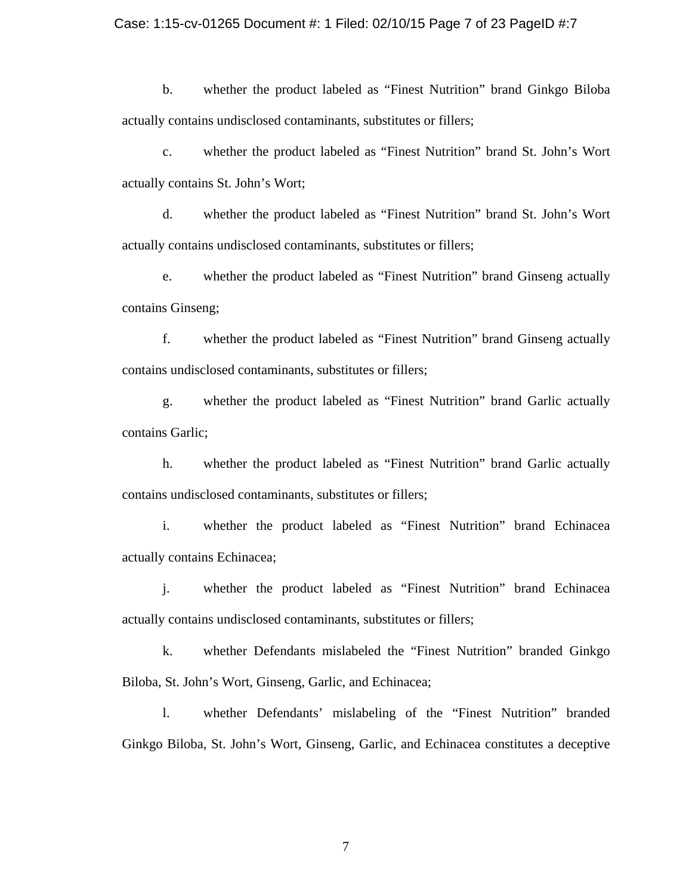b. whether the product labeled as "Finest Nutrition" brand Ginkgo Biloba actually contains undisclosed contaminants, substitutes or fillers;

c. whether the product labeled as "Finest Nutrition" brand St. John's Wort actually contains St. John's Wort;

d. whether the product labeled as "Finest Nutrition" brand St. John's Wort actually contains undisclosed contaminants, substitutes or fillers;

e. whether the product labeled as "Finest Nutrition" brand Ginseng actually contains Ginseng;

f. whether the product labeled as "Finest Nutrition" brand Ginseng actually contains undisclosed contaminants, substitutes or fillers;

g. whether the product labeled as "Finest Nutrition" brand Garlic actually contains Garlic;

h. whether the product labeled as "Finest Nutrition" brand Garlic actually contains undisclosed contaminants, substitutes or fillers;

i. whether the product labeled as "Finest Nutrition" brand Echinacea actually contains Echinacea;

j. whether the product labeled as "Finest Nutrition" brand Echinacea actually contains undisclosed contaminants, substitutes or fillers;

k. whether Defendants mislabeled the "Finest Nutrition" branded Ginkgo Biloba, St. John's Wort, Ginseng, Garlic, and Echinacea;

l. whether Defendants' mislabeling of the "Finest Nutrition" branded Ginkgo Biloba, St. John's Wort, Ginseng, Garlic, and Echinacea constitutes a deceptive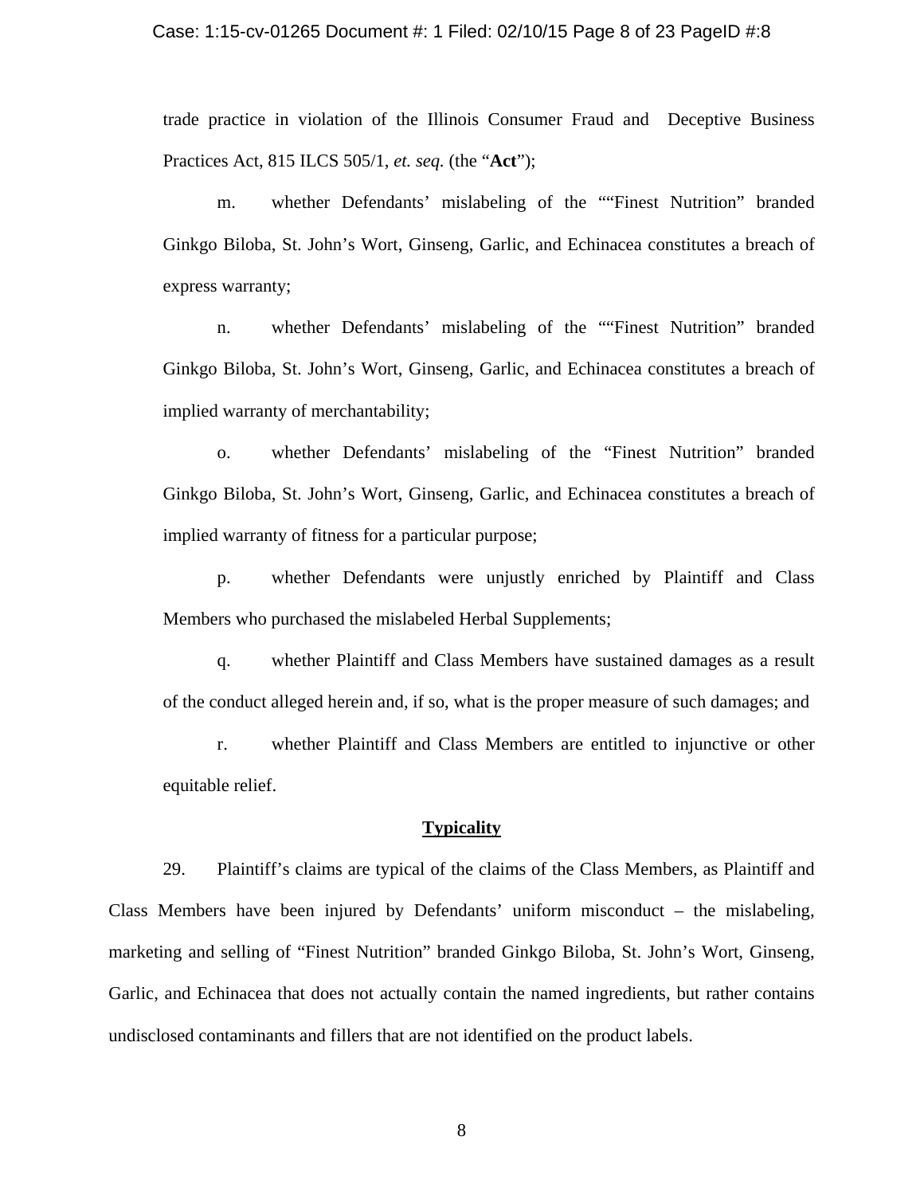trade practice in violation of the Illinois Consumer Fraud and Deceptive Business Practices Act, 815 ILCS 505/1, *et. seq.* (the "**Act**");

m. whether Defendants' mislabeling of the ""Finest Nutrition" branded Ginkgo Biloba, St. John's Wort, Ginseng, Garlic, and Echinacea constitutes a breach of express warranty;

n. whether Defendants' mislabeling of the ""Finest Nutrition" branded Ginkgo Biloba, St. John's Wort, Ginseng, Garlic, and Echinacea constitutes a breach of implied warranty of merchantability;

o. whether Defendants' mislabeling of the "Finest Nutrition" branded Ginkgo Biloba, St. John's Wort, Ginseng, Garlic, and Echinacea constitutes a breach of implied warranty of fitness for a particular purpose;

p. whether Defendants were unjustly enriched by Plaintiff and Class Members who purchased the mislabeled Herbal Supplements;

q. whether Plaintiff and Class Members have sustained damages as a result of the conduct alleged herein and, if so, what is the proper measure of such damages; and

r. whether Plaintiff and Class Members are entitled to injunctive or other equitable relief.

**Typicality**

29. Plaintiff's claims are typical of the claims of the Class Members, as Plaintiff and Class Members have been injured by Defendants' uniform misconduct – the mislabeling, marketing and selling of "Finest Nutrition" branded Ginkgo Biloba, St. John's Wort, Ginseng, Garlic, and Echinacea that does not actually contain the named ingredients, but rather contains undisclosed contaminants and fillers that are not identified on the product labels.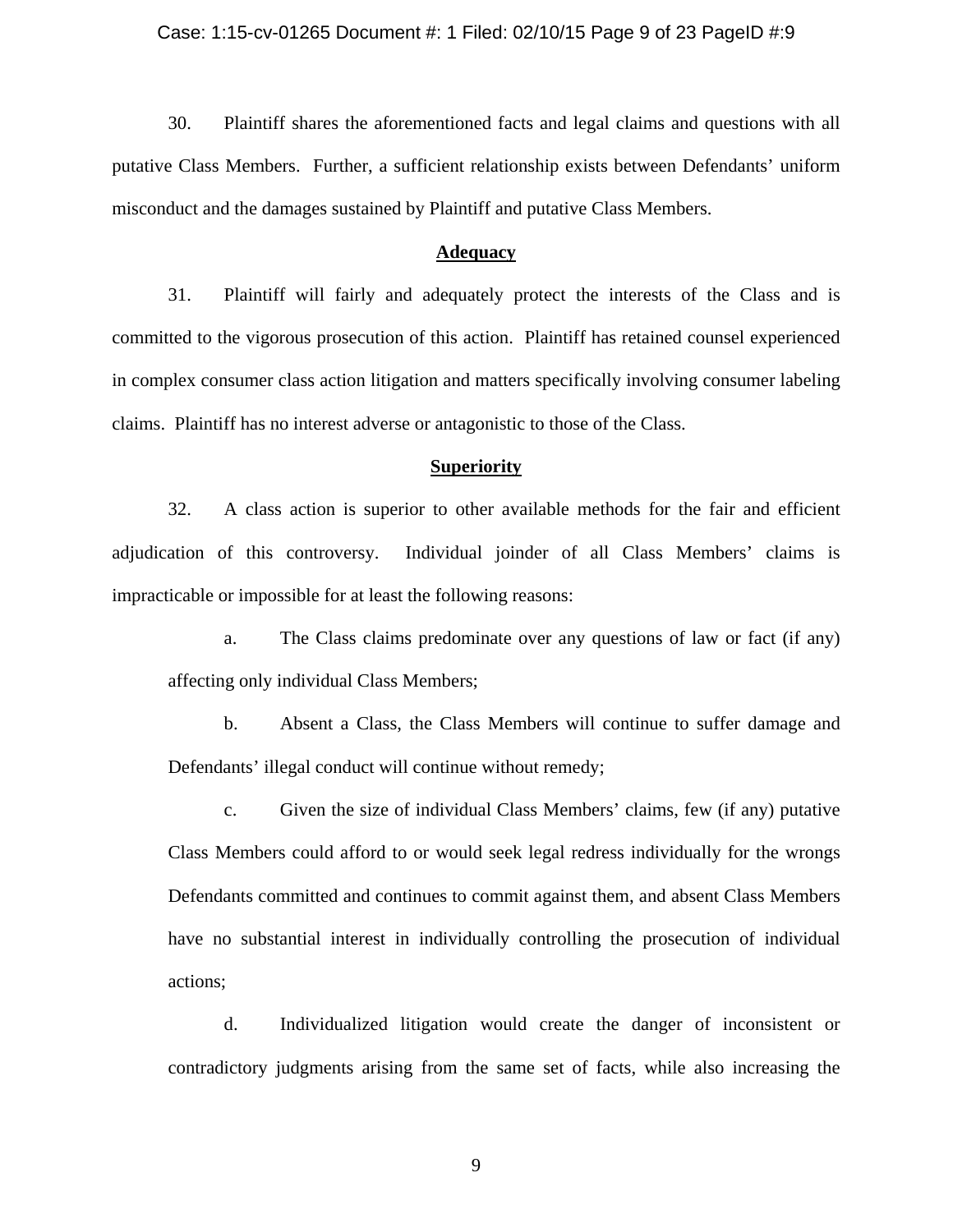30. Plaintiff shares the aforementioned facts and legal claims and questions with all putative Class Members. Further, a sufficient relationship exists between Defendants' uniform misconduct and the damages sustained by Plaintiff and putative Class Members.

**Adequacy**

31. Plaintiff will fairly and adequately protect the interests of the Class and is committed to the vigorous prosecution of this action. Plaintiff has retained counsel experienced in complex consumer class action litigation and matters specifically involving consumer labeling claims. Plaintiff has no interest adverse or antagonistic to those of the Class.

**Superiority**

32. A class action is superior to other available methods for the fair and efficient adjudication of this controversy. Individual joinder of all Class Members' claims is impracticable or impossible for at least the following reasons:

a. The Class claims predominate over any questions of law or fact (if any) affecting only individual Class Members;

b. Absent a Class, the Class Members will continue to suffer damage and Defendants' illegal conduct will continue without remedy;

c. Given the size of individual Class Members' claims, few (if any) putative Class Members could afford to or would seek legal redress individually for the wrongs Defendants committed and continues to commit against them, and absent Class Members have no substantial interest in individually controlling the prosecution of individual actions;

d. Individualized litigation would create the danger of inconsistent or contradictory judgments arising from the same set of facts, while also increasing the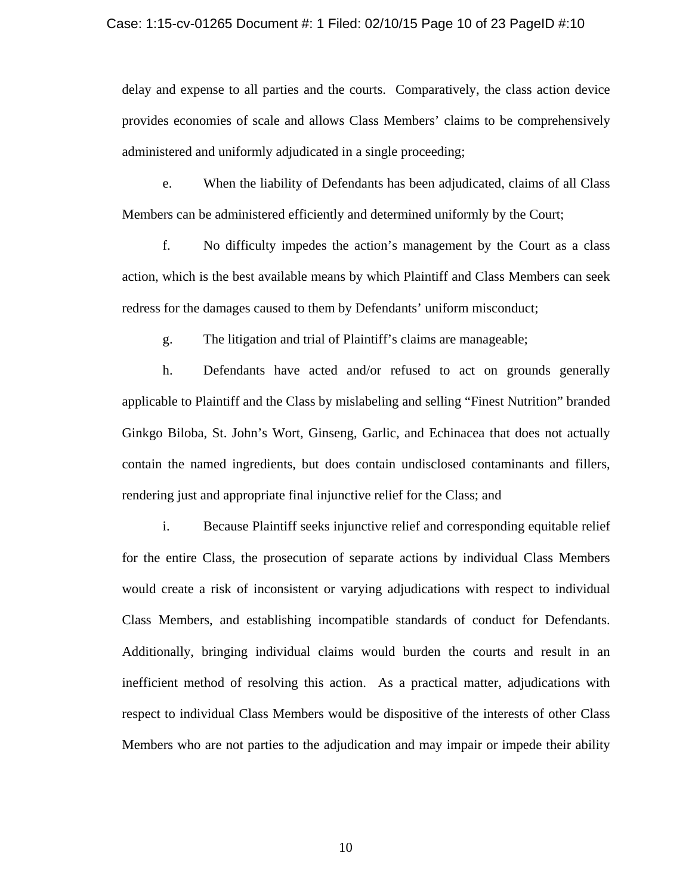delay and expense to all parties and the courts. Comparatively, the class action device provides economies of scale and allows Class Members' claims to be comprehensively administered and uniformly adjudicated in a single proceeding;

e. When the liability of Defendants has been adjudicated, claims of all Class Members can be administered efficiently and determined uniformly by the Court;

f. No difficulty impedes the action's management by the Court as a class action, which is the best available means by which Plaintiff and Class Members can seek redress for the damages caused to them by Defendants' uniform misconduct;

g. The litigation and trial of Plaintiff's claims are manageable;

h. Defendants have acted and/or refused to act on grounds generally applicable to Plaintiff and the Class by mislabeling and selling "Finest Nutrition" branded Ginkgo Biloba, St. John's Wort, Ginseng, Garlic, and Echinacea that does not actually contain the named ingredients, but does contain undisclosed contaminants and fillers, rendering just and appropriate final injunctive relief for the Class; and

i. Because Plaintiff seeks injunctive relief and corresponding equitable relief for the entire Class, the prosecution of separate actions by individual Class Members would create a risk of inconsistent or varying adjudications with respect to individual Class Members, and establishing incompatible standards of conduct for Defendants. Additionally, bringing individual claims would burden the courts and result in an inefficient method of resolving this action. As a practical matter, adjudications with respect to individual Class Members would be dispositive of the interests of other Class Members who are not parties to the adjudication and may impair or impede their ability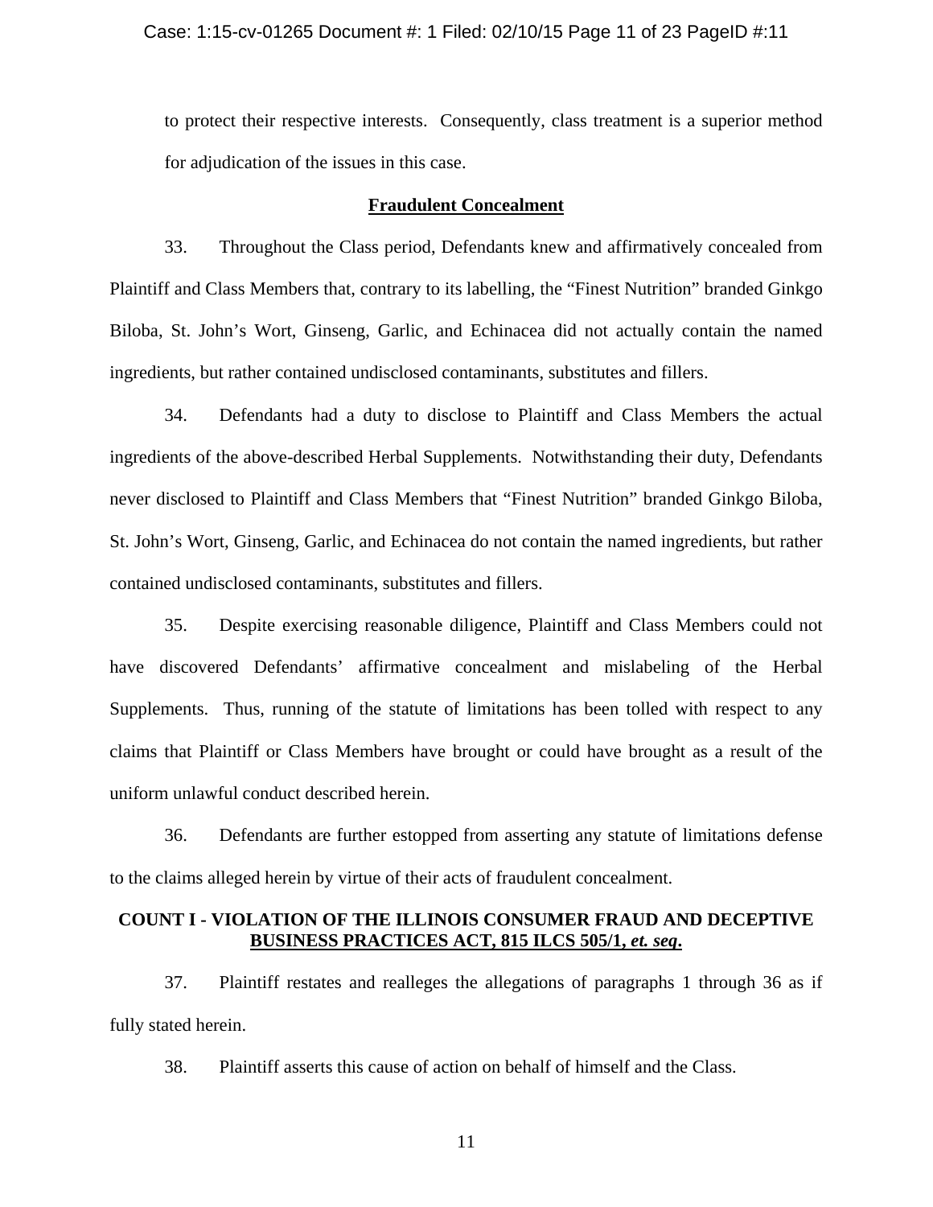to protect their respective interests. Consequently, class treatment is a superior method for adjudication of the issues in this case.

**Fraudulent Concealment**

33. Throughout the Class period, Defendants knew and affirmatively concealed from Plaintiff and Class Members that, contrary to its labelling, the "Finest Nutrition" branded Ginkgo Biloba, St. John's Wort, Ginseng, Garlic, and Echinacea did not actually contain the named ingredients, but rather contained undisclosed contaminants, substitutes and fillers.

34. Defendants had a duty to disclose to Plaintiff and Class Members the actual ingredients of the above-described Herbal Supplements. Notwithstanding their duty, Defendants never disclosed to Plaintiff and Class Members that "Finest Nutrition" branded Ginkgo Biloba, St. John's Wort, Ginseng, Garlic, and Echinacea do not contain the named ingredients, but rather contained undisclosed contaminants, substitutes and fillers.

35. Despite exercising reasonable diligence, Plaintiff and Class Members could not have discovered Defendants' affirmative concealment and mislabeling of the Herbal Supplements. Thus, running of the statute of limitations has been tolled with respect to any claims that Plaintiff or Class Members have brought or could have brought as a result of the uniform unlawful conduct described herein.

36. Defendants are further estopped from asserting any statute of limitations defense to the claims alleged herein by virtue of their acts of fraudulent concealment.

**COUNT I - VIOLATION OF THE ILLINOIS CONSUMER FRAUD AND DECEPTIVE BUSINESS PRACTICES ACT, 815 ILCS 505/1, *et. seq*.**

37. Plaintiff restates and realleges the allegations of paragraphs 1 through 36 as if fully stated herein.

38. Plaintiff asserts this cause of action on behalf of himself and the Class.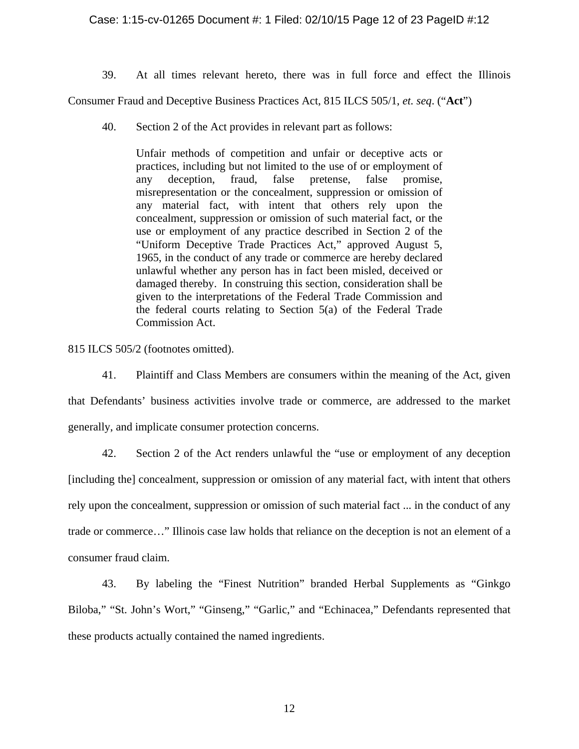39. At all times relevant hereto, there was in full force and effect the Illinois Consumer Fraud and Deceptive Business Practices Act, 815 ILCS 505/1, *et. seq*. ("**Act**")

40. Section 2 of the Act provides in relevant part as follows:

> Unfair methods of competition and unfair or deceptive acts or practices, including but not limited to the use of or employment of any deception, fraud, false pretense, false promise, misrepresentation or the concealment, suppression or omission of any material fact, with intent that others rely upon the concealment, suppression or omission of such material fact, or the use or employment of any practice described in Section 2 of the "Uniform Deceptive Trade Practices Act," approved August 5, 1965, in the conduct of any trade or commerce are hereby declared unlawful whether any person has in fact been misled, deceived or damaged thereby. In construing this section, consideration shall be given to the interpretations of the Federal Trade Commission and the federal courts relating to Section 5(a) of the Federal Trade Commission Act.

815 ILCS 505/2 (footnotes omitted).

41. Plaintiff and Class Members are consumers within the meaning of the Act, given that Defendants' business activities involve trade or commerce, are addressed to the market generally, and implicate consumer protection concerns.

42. Section 2 of the Act renders unlawful the "use or employment of any deception [including the] concealment, suppression or omission of any material fact, with intent that others rely upon the concealment, suppression or omission of such material fact ... in the conduct of any trade or commerce…" Illinois case law holds that reliance on the deception is not an element of a consumer fraud claim.

43. By labeling the "Finest Nutrition" branded Herbal Supplements as "Ginkgo Biloba," "St. John's Wort," "Ginseng," "Garlic," and "Echinacea," Defendants represented that these products actually contained the named ingredients.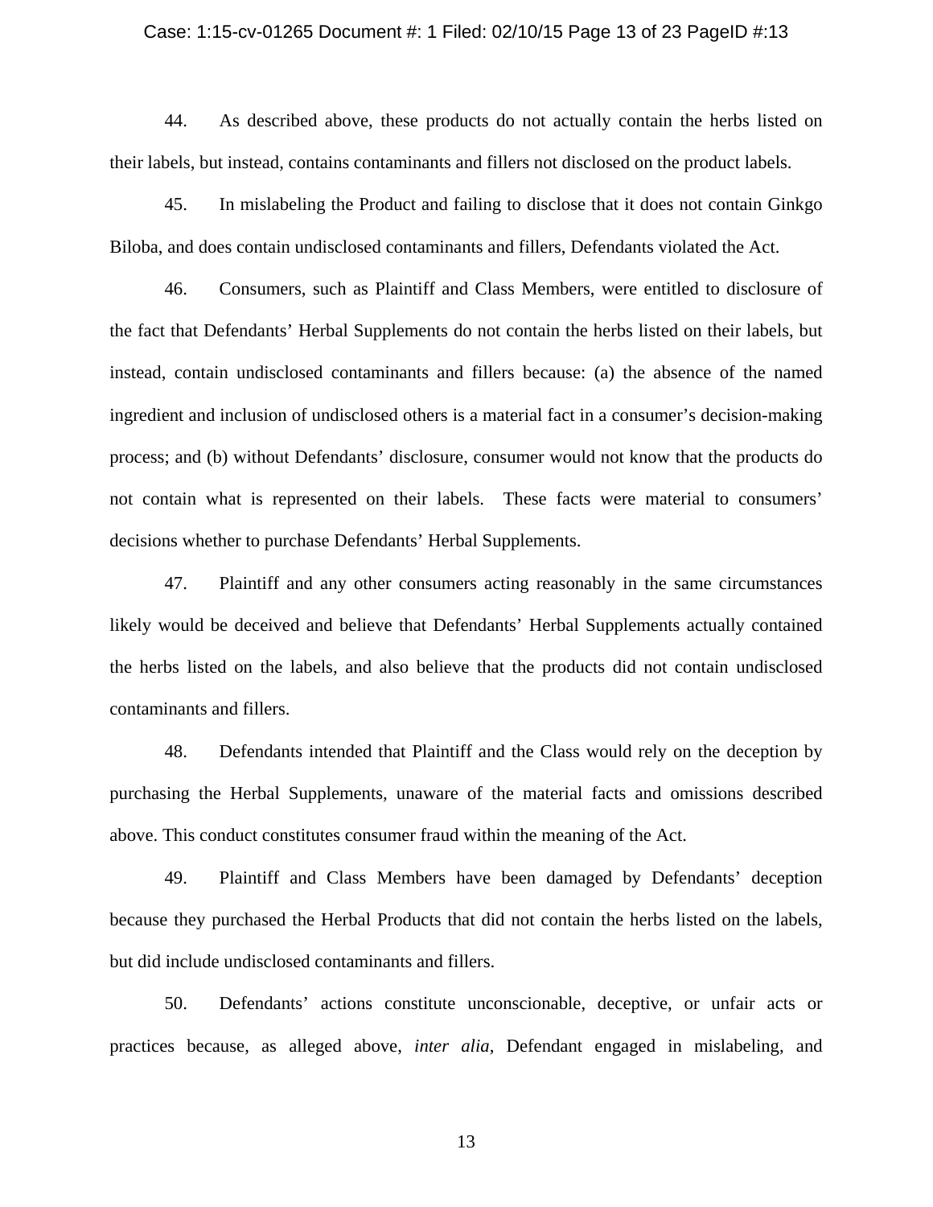44. As described above, these products do not actually contain the herbs listed on their labels, but instead, contains contaminants and fillers not disclosed on the product labels.

45. In mislabeling the Product and failing to disclose that it does not contain Ginkgo Biloba, and does contain undisclosed contaminants and fillers, Defendants violated the Act.

46. Consumers, such as Plaintiff and Class Members, were entitled to disclosure of the fact that Defendants' Herbal Supplements do not contain the herbs listed on their labels, but instead, contain undisclosed contaminants and fillers because: (a) the absence of the named ingredient and inclusion of undisclosed others is a material fact in a consumer's decision-making process; and (b) without Defendants' disclosure, consumer would not know that the products do not contain what is represented on their labels. These facts were material to consumers' decisions whether to purchase Defendants' Herbal Supplements.

47. Plaintiff and any other consumers acting reasonably in the same circumstances likely would be deceived and believe that Defendants' Herbal Supplements actually contained the herbs listed on the labels, and also believe that the products did not contain undisclosed contaminants and fillers.

48. Defendants intended that Plaintiff and the Class would rely on the deception by purchasing the Herbal Supplements, unaware of the material facts and omissions described above. This conduct constitutes consumer fraud within the meaning of the Act.

49. Plaintiff and Class Members have been damaged by Defendants' deception because they purchased the Herbal Products that did not contain the herbs listed on the labels, but did include undisclosed contaminants and fillers.

50. Defendants' actions constitute unconscionable, deceptive, or unfair acts or practices because, as alleged above, *inter alia*, Defendant engaged in mislabeling, and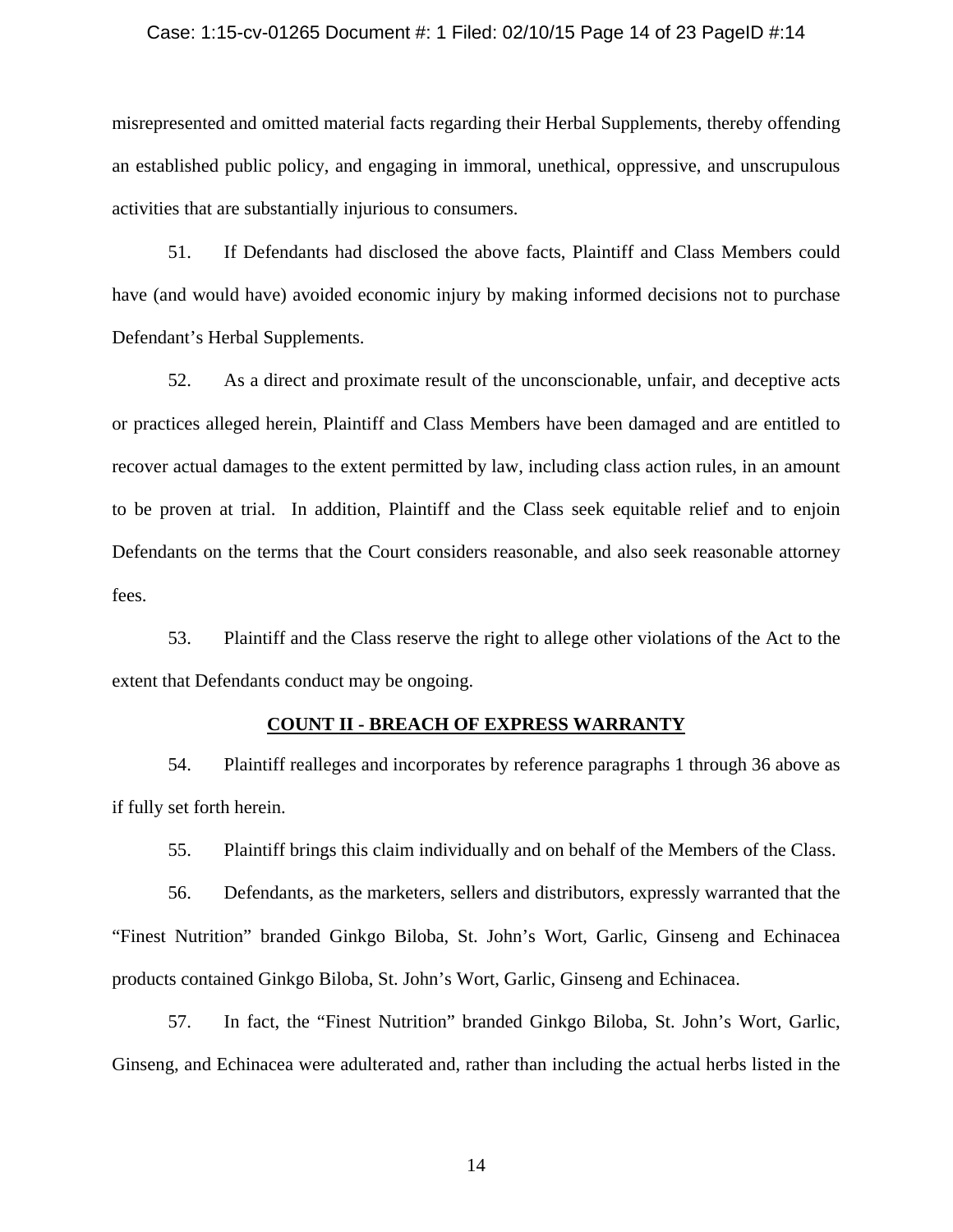misrepresented and omitted material facts regarding their Herbal Supplements, thereby offending an established public policy, and engaging in immoral, unethical, oppressive, and unscrupulous activities that are substantially injurious to consumers.

51. If Defendants had disclosed the above facts, Plaintiff and Class Members could have (and would have) avoided economic injury by making informed decisions not to purchase Defendant's Herbal Supplements.

52. As a direct and proximate result of the unconscionable, unfair, and deceptive acts or practices alleged herein, Plaintiff and Class Members have been damaged and are entitled to recover actual damages to the extent permitted by law, including class action rules, in an amount to be proven at trial. In addition, Plaintiff and the Class seek equitable relief and to enjoin Defendants on the terms that the Court considers reasonable, and also seek reasonable attorney fees.

53. Plaintiff and the Class reserve the right to allege other violations of the Act to the extent that Defendants conduct may be ongoing.

**COUNT II - BREACH OF EXPRESS WARRANTY**

54. Plaintiff realleges and incorporates by reference paragraphs 1 through 36 above as if fully set forth herein.

55. Plaintiff brings this claim individually and on behalf of the Members of the Class.

56. Defendants, as the marketers, sellers and distributors, expressly warranted that the "Finest Nutrition" branded Ginkgo Biloba, St. John's Wort, Garlic, Ginseng and Echinacea products contained Ginkgo Biloba, St. John's Wort, Garlic, Ginseng and Echinacea.

57. In fact, the "Finest Nutrition" branded Ginkgo Biloba, St. John's Wort, Garlic, Ginseng, and Echinacea were adulterated and, rather than including the actual herbs listed in the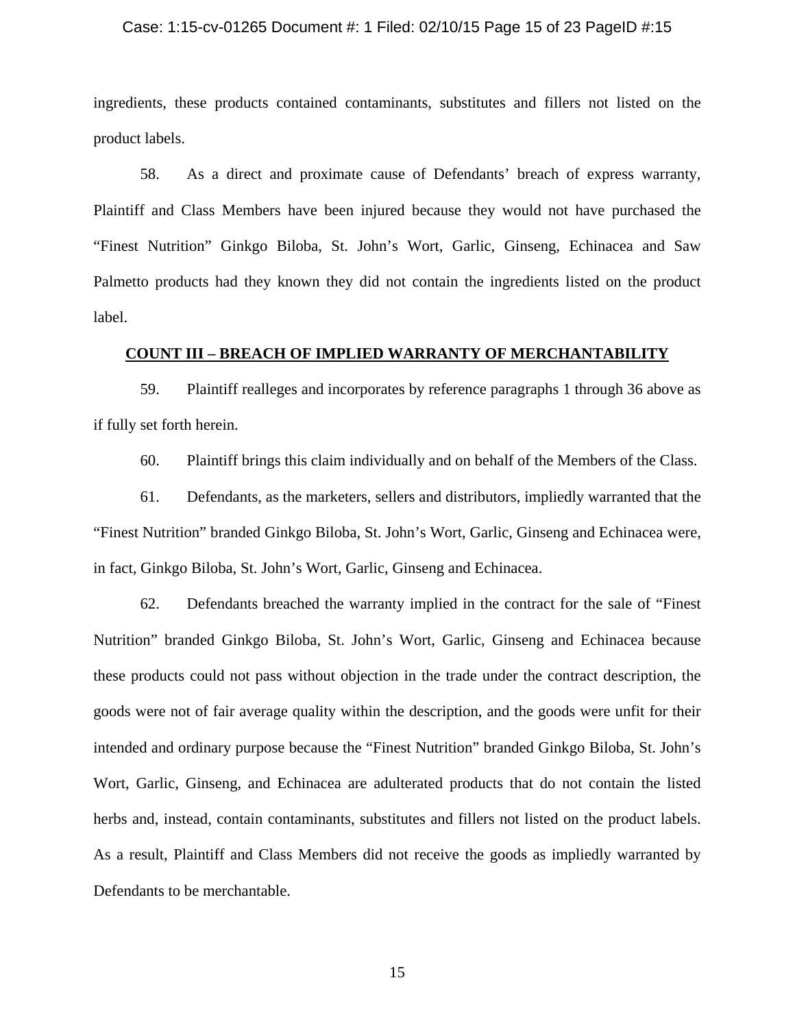ingredients, these products contained contaminants, substitutes and fillers not listed on the product labels.

58. As a direct and proximate cause of Defendants' breach of express warranty, Plaintiff and Class Members have been injured because they would not have purchased the "Finest Nutrition" Ginkgo Biloba, St. John's Wort, Garlic, Ginseng, Echinacea and Saw Palmetto products had they known they did not contain the ingredients listed on the product label.

**COUNT III – BREACH OF IMPLIED WARRANTY OF MERCHANTABILITY**

59. Plaintiff realleges and incorporates by reference paragraphs 1 through 36 above as if fully set forth herein.

60. Plaintiff brings this claim individually and on behalf of the Members of the Class.

61. Defendants, as the marketers, sellers and distributors, impliedly warranted that the "Finest Nutrition" branded Ginkgo Biloba, St. John's Wort, Garlic, Ginseng and Echinacea were, in fact, Ginkgo Biloba, St. John's Wort, Garlic, Ginseng and Echinacea.

62. Defendants breached the warranty implied in the contract for the sale of "Finest Nutrition" branded Ginkgo Biloba, St. John's Wort, Garlic, Ginseng and Echinacea because these products could not pass without objection in the trade under the contract description, the goods were not of fair average quality within the description, and the goods were unfit for their intended and ordinary purpose because the "Finest Nutrition" branded Ginkgo Biloba, St. John's Wort, Garlic, Ginseng, and Echinacea are adulterated products that do not contain the listed herbs and, instead, contain contaminants, substitutes and fillers not listed on the product labels. As a result, Plaintiff and Class Members did not receive the goods as impliedly warranted by Defendants to be merchantable.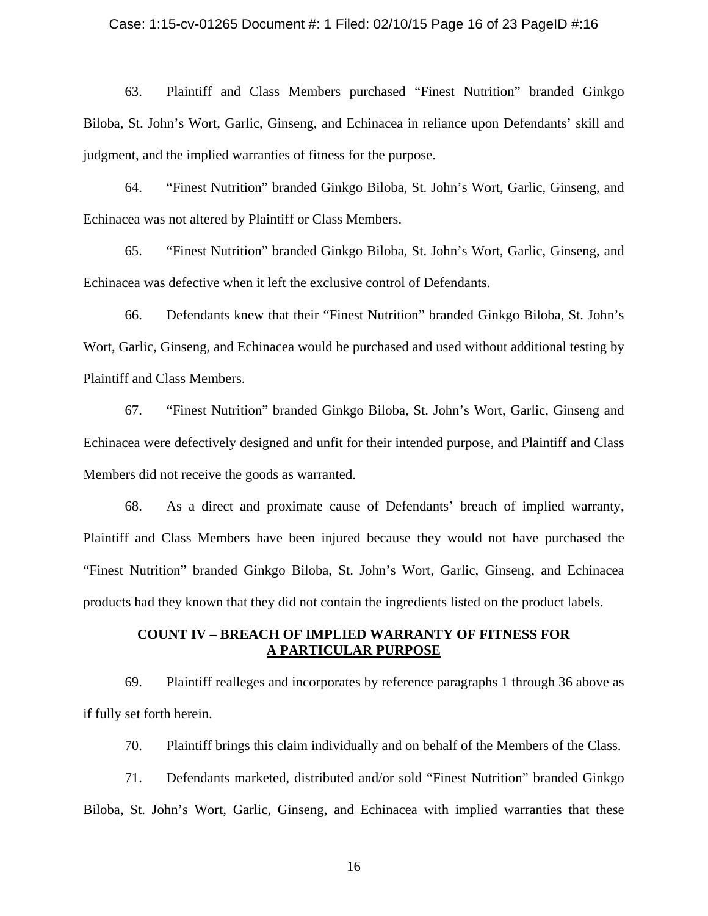63. Plaintiff and Class Members purchased "Finest Nutrition" branded Ginkgo Biloba, St. John's Wort, Garlic, Ginseng, and Echinacea in reliance upon Defendants' skill and judgment, and the implied warranties of fitness for the purpose.

64. "Finest Nutrition" branded Ginkgo Biloba, St. John's Wort, Garlic, Ginseng, and Echinacea was not altered by Plaintiff or Class Members.

65. "Finest Nutrition" branded Ginkgo Biloba, St. John's Wort, Garlic, Ginseng, and Echinacea was defective when it left the exclusive control of Defendants.

66. Defendants knew that their "Finest Nutrition" branded Ginkgo Biloba, St. John's Wort, Garlic, Ginseng, and Echinacea would be purchased and used without additional testing by Plaintiff and Class Members.

67. "Finest Nutrition" branded Ginkgo Biloba, St. John's Wort, Garlic, Ginseng and Echinacea were defectively designed and unfit for their intended purpose, and Plaintiff and Class Members did not receive the goods as warranted.

68. As a direct and proximate cause of Defendants' breach of implied warranty, Plaintiff and Class Members have been injured because they would not have purchased the "Finest Nutrition" branded Ginkgo Biloba, St. John's Wort, Garlic, Ginseng, and Echinacea products had they known that they did not contain the ingredients listed on the product labels.

## COUNT IV – BREACH OF IMPLIED WARRANTY OF FITNESS FOR A PARTICULAR PURPOSE

69. Plaintiff realleges and incorporates by reference paragraphs 1 through 36 above as if fully set forth herein.

70. Plaintiff brings this claim individually and on behalf of the Members of the Class.

71. Defendants marketed, distributed and/or sold "Finest Nutrition" branded Ginkgo Biloba, St. John's Wort, Garlic, Ginseng, and Echinacea with implied warranties that these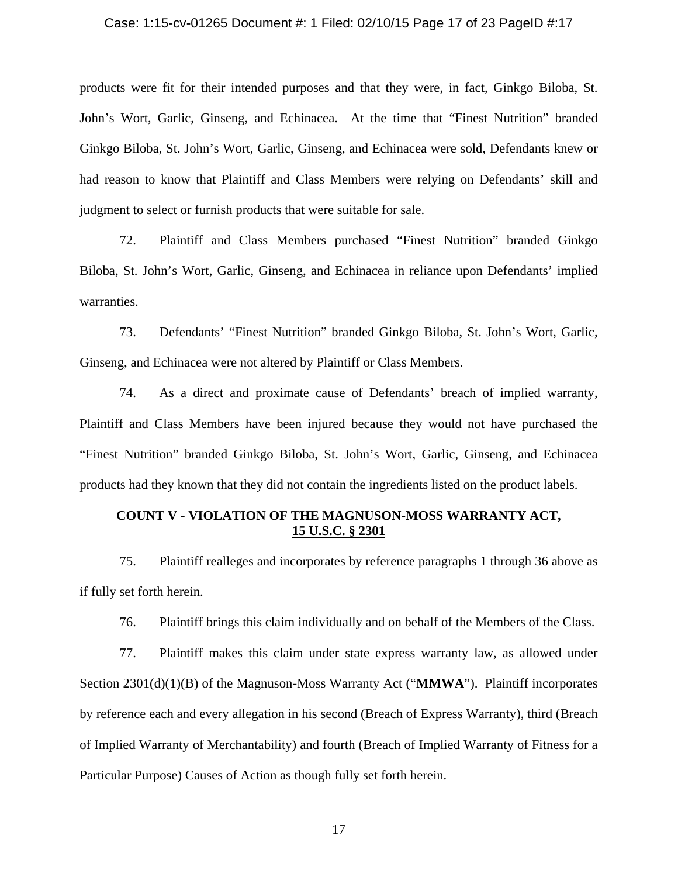products were fit for their intended purposes and that they were, in fact, Ginkgo Biloba, St. John's Wort, Garlic, Ginseng, and Echinacea. At the time that "Finest Nutrition" branded Ginkgo Biloba, St. John's Wort, Garlic, Ginseng, and Echinacea were sold, Defendants knew or had reason to know that Plaintiff and Class Members were relying on Defendants' skill and judgment to select or furnish products that were suitable for sale.

72. Plaintiff and Class Members purchased "Finest Nutrition" branded Ginkgo Biloba, St. John's Wort, Garlic, Ginseng, and Echinacea in reliance upon Defendants' implied warranties.

73. Defendants' "Finest Nutrition" branded Ginkgo Biloba, St. John's Wort, Garlic, Ginseng, and Echinacea were not altered by Plaintiff or Class Members.

74. As a direct and proximate cause of Defendants' breach of implied warranty, Plaintiff and Class Members have been injured because they would not have purchased the "Finest Nutrition" branded Ginkgo Biloba, St. John's Wort, Garlic, Ginseng, and Echinacea products had they known that they did not contain the ingredients listed on the product labels.

## COUNT V - VIOLATION OF THE MAGNUSON-MOSS WARRANTY ACT, 15 U.S.C. § 2301

75. Plaintiff realleges and incorporates by reference paragraphs 1 through 36 above as if fully set forth herein.

76. Plaintiff brings this claim individually and on behalf of the Members of the Class.

77. Plaintiff makes this claim under state express warranty law, as allowed under Section 2301(d)(1)(B) of the Magnuson-Moss Warranty Act ("**MMWA**"). Plaintiff incorporates by reference each and every allegation in his second (Breach of Express Warranty), third (Breach of Implied Warranty of Merchantability) and fourth (Breach of Implied Warranty of Fitness for a Particular Purpose) Causes of Action as though fully set forth herein.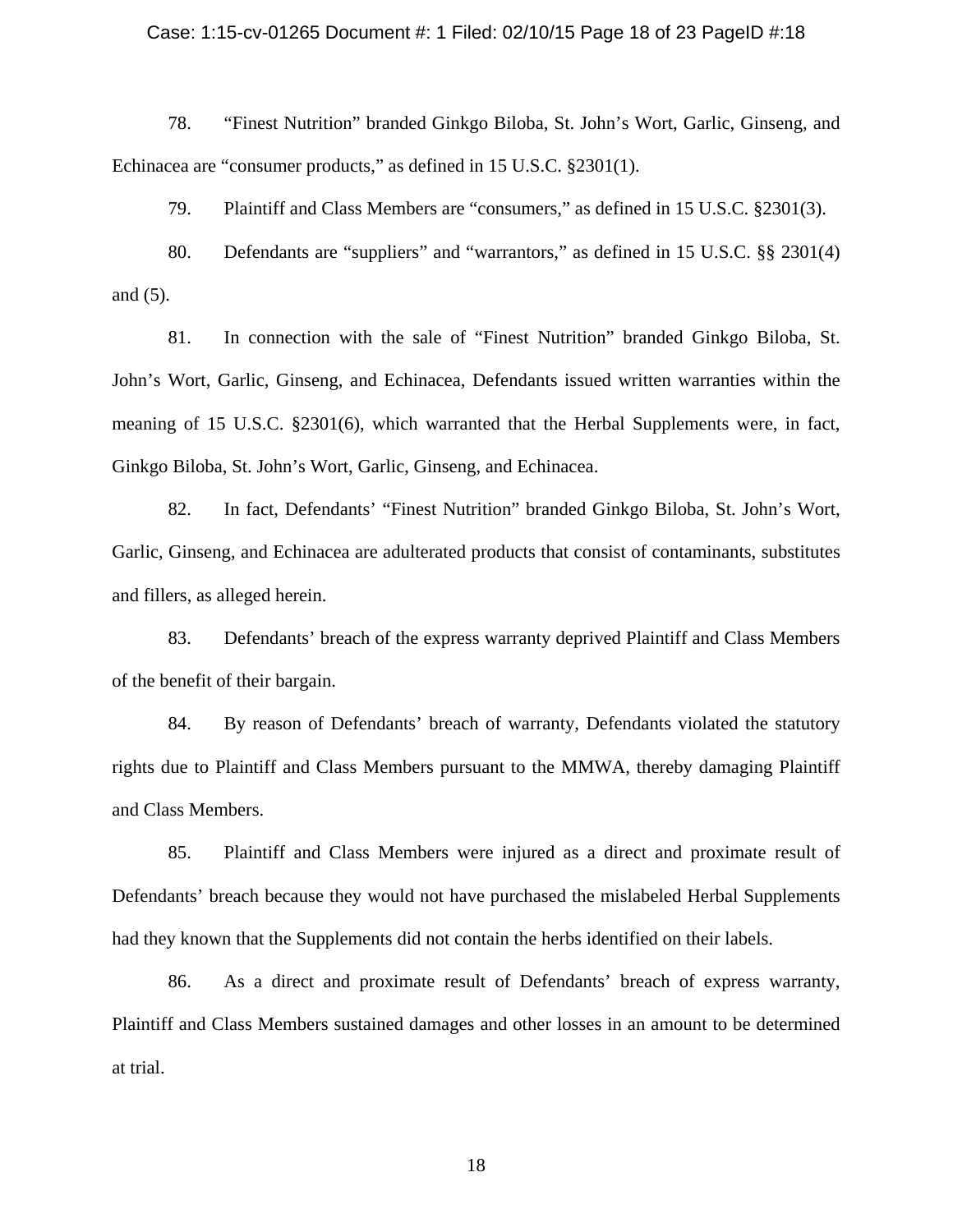78. "Finest Nutrition" branded Ginkgo Biloba, St. John's Wort, Garlic, Ginseng, and Echinacea are "consumer products," as defined in 15 U.S.C. §2301(1).

79. Plaintiff and Class Members are "consumers," as defined in 15 U.S.C. §2301(3).

80. Defendants are "suppliers" and "warrantors," as defined in 15 U.S.C. §§ 2301(4) and (5).

81. In connection with the sale of "Finest Nutrition" branded Ginkgo Biloba, St. John's Wort, Garlic, Ginseng, and Echinacea, Defendants issued written warranties within the meaning of 15 U.S.C. §2301(6), which warranted that the Herbal Supplements were, in fact, Ginkgo Biloba, St. John's Wort, Garlic, Ginseng, and Echinacea.

82. In fact, Defendants' "Finest Nutrition" branded Ginkgo Biloba, St. John's Wort, Garlic, Ginseng, and Echinacea are adulterated products that consist of contaminants, substitutes and fillers, as alleged herein.

83. Defendants' breach of the express warranty deprived Plaintiff and Class Members of the benefit of their bargain.

84. By reason of Defendants' breach of warranty, Defendants violated the statutory rights due to Plaintiff and Class Members pursuant to the MMWA, thereby damaging Plaintiff and Class Members.

85. Plaintiff and Class Members were injured as a direct and proximate result of Defendants' breach because they would not have purchased the mislabeled Herbal Supplements had they known that the Supplements did not contain the herbs identified on their labels.

86. As a direct and proximate result of Defendants' breach of express warranty, Plaintiff and Class Members sustained damages and other losses in an amount to be determined at trial.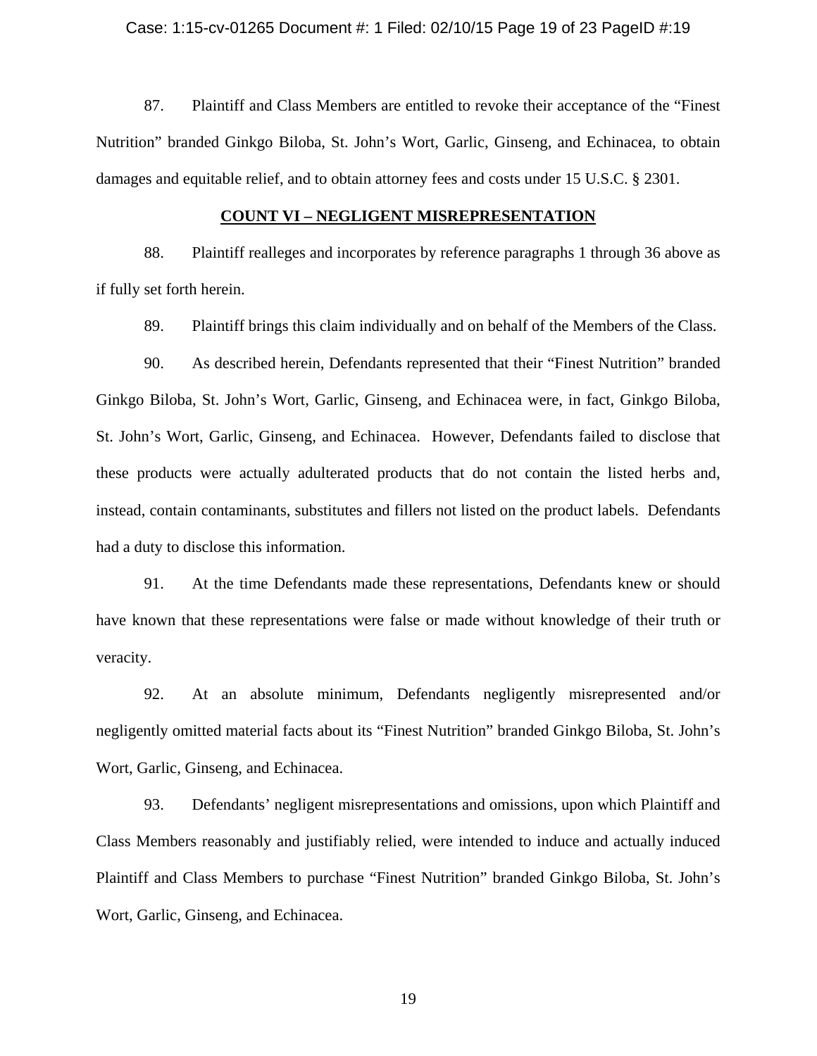87. Plaintiff and Class Members are entitled to revoke their acceptance of the "Finest Nutrition" branded Ginkgo Biloba, St. John's Wort, Garlic, Ginseng, and Echinacea, to obtain damages and equitable relief, and to obtain attorney fees and costs under 15 U.S.C. § 2301.

**COUNT VI – NEGLIGENT MISREPRESENTATION**

88. Plaintiff realleges and incorporates by reference paragraphs 1 through 36 above as if fully set forth herein.

89. Plaintiff brings this claim individually and on behalf of the Members of the Class.

90. As described herein, Defendants represented that their "Finest Nutrition" branded Ginkgo Biloba, St. John's Wort, Garlic, Ginseng, and Echinacea were, in fact, Ginkgo Biloba, St. John's Wort, Garlic, Ginseng, and Echinacea. However, Defendants failed to disclose that these products were actually adulterated products that do not contain the listed herbs and, instead, contain contaminants, substitutes and fillers not listed on the product labels. Defendants had a duty to disclose this information.

91. At the time Defendants made these representations, Defendants knew or should have known that these representations were false or made without knowledge of their truth or veracity.

92. At an absolute minimum, Defendants negligently misrepresented and/or negligently omitted material facts about its "Finest Nutrition" branded Ginkgo Biloba, St. John's Wort, Garlic, Ginseng, and Echinacea.

93. Defendants' negligent misrepresentations and omissions, upon which Plaintiff and Class Members reasonably and justifiably relied, were intended to induce and actually induced Plaintiff and Class Members to purchase "Finest Nutrition" branded Ginkgo Biloba, St. John's Wort, Garlic, Ginseng, and Echinacea.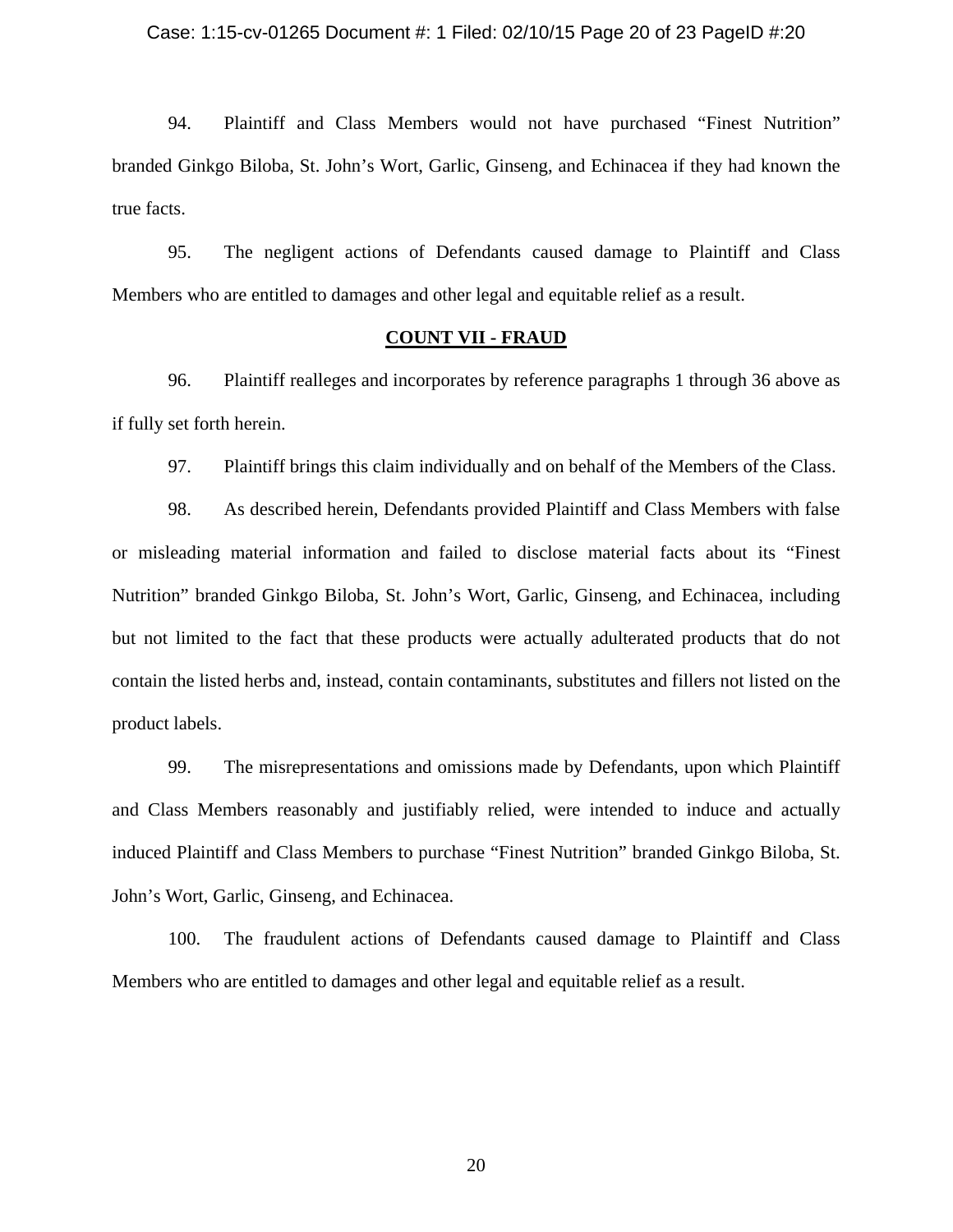94. Plaintiff and Class Members would not have purchased "Finest Nutrition" branded Ginkgo Biloba, St. John's Wort, Garlic, Ginseng, and Echinacea if they had known the true facts.

95. The negligent actions of Defendants caused damage to Plaintiff and Class Members who are entitled to damages and other legal and equitable relief as a result.

## COUNT VII - FRAUD

96. Plaintiff realleges and incorporates by reference paragraphs 1 through 36 above as if fully set forth herein.

97. Plaintiff brings this claim individually and on behalf of the Members of the Class.

98. As described herein, Defendants provided Plaintiff and Class Members with false or misleading material information and failed to disclose material facts about its "Finest Nutrition" branded Ginkgo Biloba, St. John's Wort, Garlic, Ginseng, and Echinacea, including but not limited to the fact that these products were actually adulterated products that do not contain the listed herbs and, instead, contain contaminants, substitutes and fillers not listed on the product labels.

99. The misrepresentations and omissions made by Defendants, upon which Plaintiff and Class Members reasonably and justifiably relied, were intended to induce and actually induced Plaintiff and Class Members to purchase "Finest Nutrition" branded Ginkgo Biloba, St. John's Wort, Garlic, Ginseng, and Echinacea.

100. The fraudulent actions of Defendants caused damage to Plaintiff and Class Members who are entitled to damages and other legal and equitable relief as a result.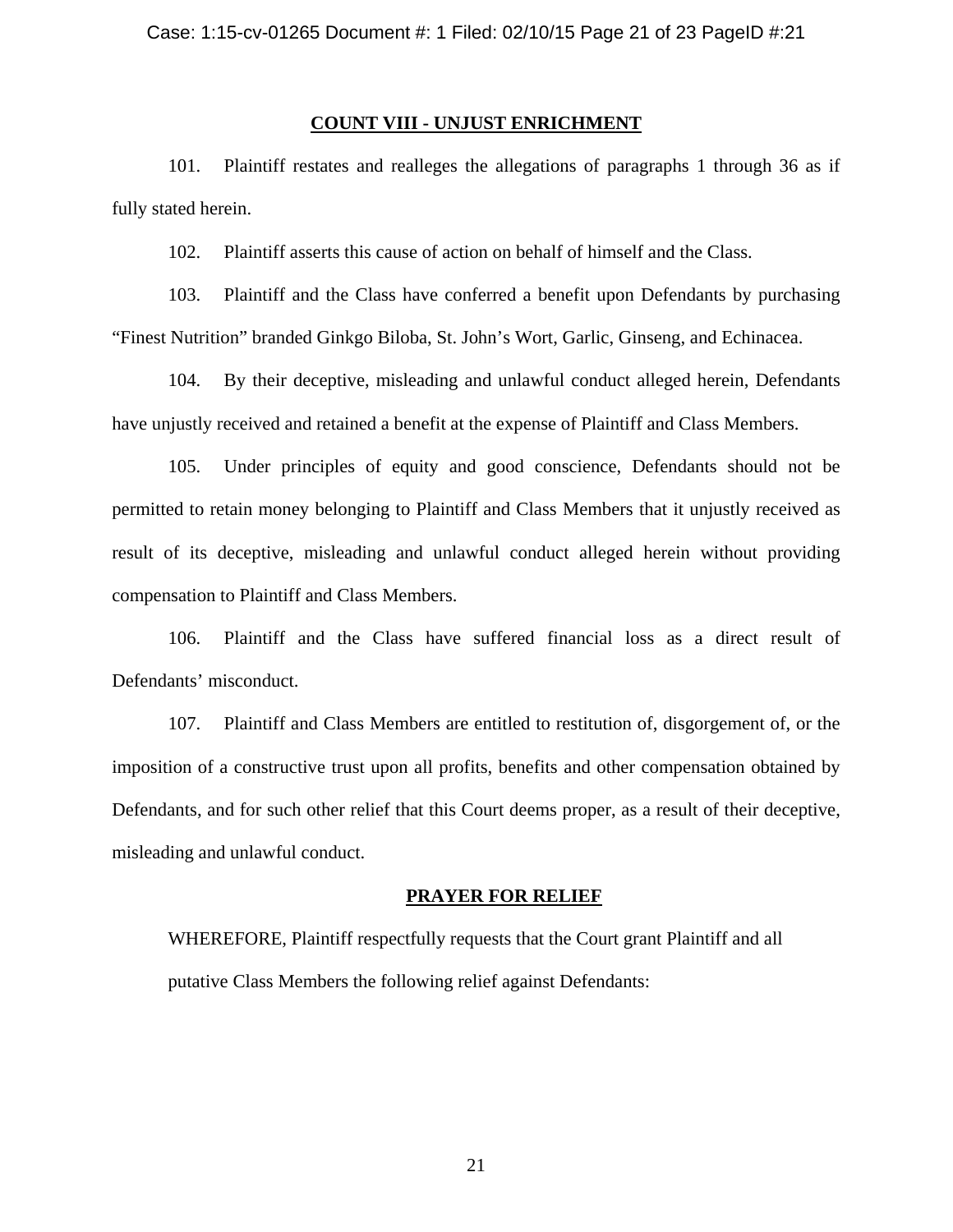**COUNT VIII - UNJUST ENRICHMENT**

101. Plaintiff restates and realleges the allegations of paragraphs 1 through 36 as if fully stated herein.

102. Plaintiff asserts this cause of action on behalf of himself and the Class.

103. Plaintiff and the Class have conferred a benefit upon Defendants by purchasing "Finest Nutrition" branded Ginkgo Biloba, St. John's Wort, Garlic, Ginseng, and Echinacea.

104. By their deceptive, misleading and unlawful conduct alleged herein, Defendants have unjustly received and retained a benefit at the expense of Plaintiff and Class Members.

105. Under principles of equity and good conscience, Defendants should not be permitted to retain money belonging to Plaintiff and Class Members that it unjustly received as result of its deceptive, misleading and unlawful conduct alleged herein without providing compensation to Plaintiff and Class Members.

106. Plaintiff and the Class have suffered financial loss as a direct result of Defendants' misconduct.

107. Plaintiff and Class Members are entitled to restitution of, disgorgement of, or the imposition of a constructive trust upon all profits, benefits and other compensation obtained by Defendants, and for such other relief that this Court deems proper, as a result of their deceptive, misleading and unlawful conduct.

**PRAYER FOR RELIEF**

WHEREFORE, Plaintiff respectfully requests that the Court grant Plaintiff and all putative Class Members the following relief against Defendants: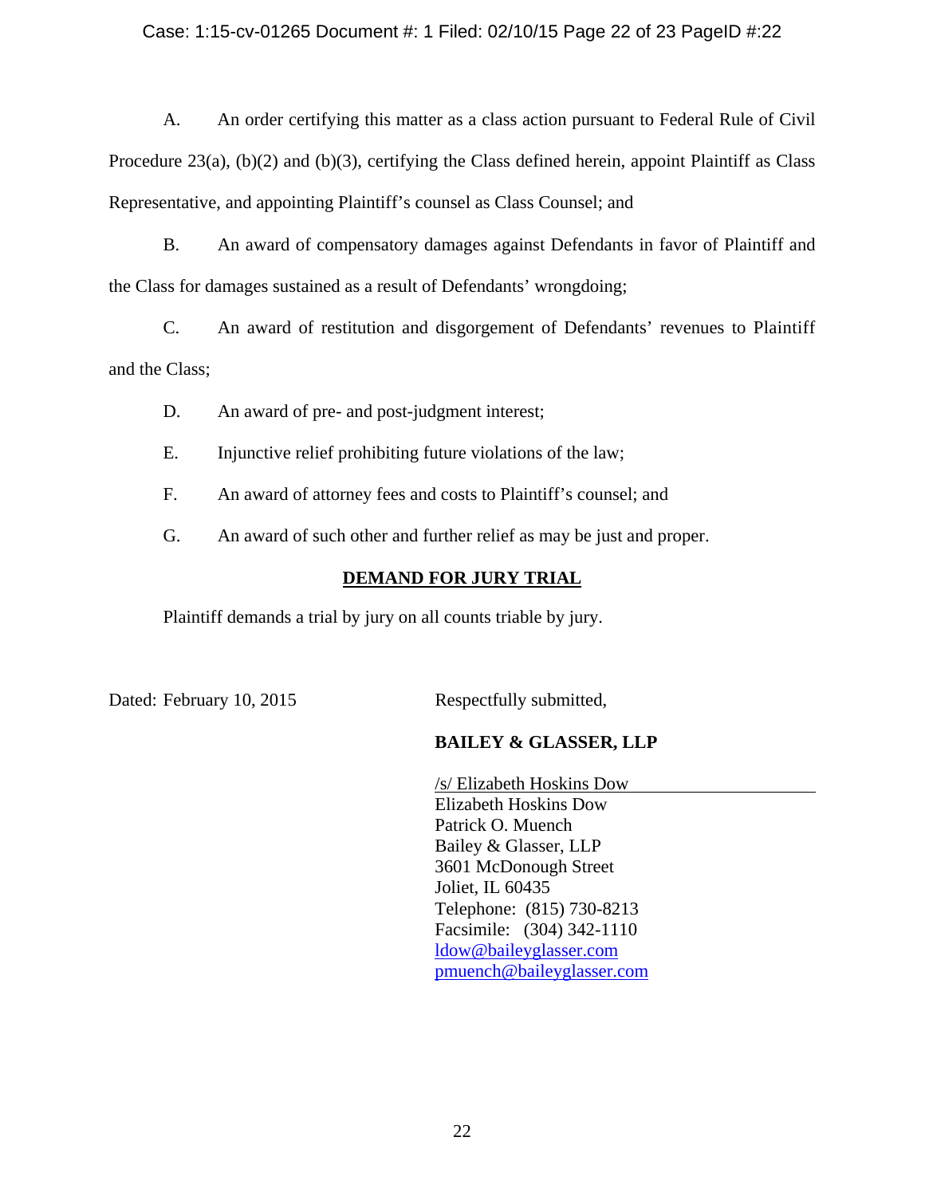A. An order certifying this matter as a class action pursuant to Federal Rule of Civil Procedure 23(a), (b)(2) and (b)(3), certifying the Class defined herein, appoint Plaintiff as Class Representative, and appointing Plaintiff's counsel as Class Counsel; and

B. An award of compensatory damages against Defendants in favor of Plaintiff and the Class for damages sustained as a result of Defendants' wrongdoing;

C. An award of restitution and disgorgement of Defendants' revenues to Plaintiff and the Class;

D. An award of pre- and post-judgment interest;

E. Injunctive relief prohibiting future violations of the law;

F. An award of attorney fees and costs to Plaintiff's counsel; and

G. An award of such other and further relief as may be just and proper.

**DEMAND FOR JURY TRIAL**

Plaintiff demands a trial by jury on all counts triable by jury.

Dated: February 10, 2015

Respectfully submitted,

**BAILEY & GLASSER, LLP**

/s/ Elizabeth Hoskins Dow
Elizabeth Hoskins Dow
Patrick O. Muench
Bailey & Glasser, LLP
3601 McDonough Street
Joliet, IL 60435
Telephone: (815) 730-8213
Facsimile: (304) 342-1110
ldow@baileyglasser.com
pmuench@baileyglasser.com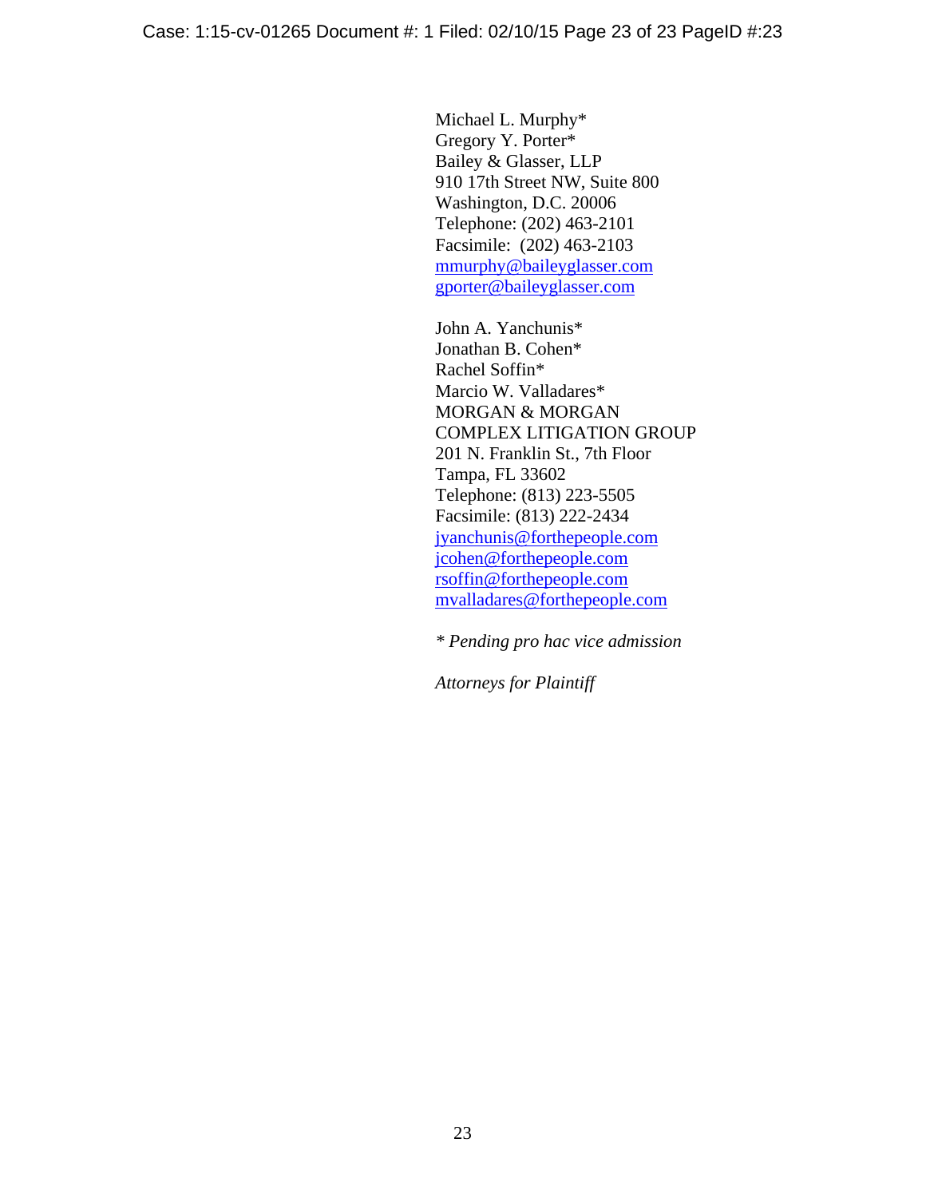Michael L. Murphy*
Gregory Y. Porter*
Bailey & Glasser, LLP
910 17th Street NW, Suite 800
Washington, D.C. 20006
Telephone: (202) 463-2101
Facsimile: (202) 463-2103
mmurphy@baileyglasser.com
gporter@baileyglasser.com

John A. Yanchunis*
Jonathan B. Cohen*
Rachel Soffin*
Marcio W. Valladares*
MORGAN & MORGAN
COMPLEX LITIGATION GROUP
201 N. Franklin St., 7th Floor
Tampa, FL 33602
Telephone: (813) 223-5505
Facsimile: (813) 222-2434
jyanchunis@forthepeople.com
jcohen@forthepeople.com
rsoffin@forthepeople.com
mvalladares@forthepeople.com

*\* Pending pro hac vice admission*

*Attorneys for Plaintiff*